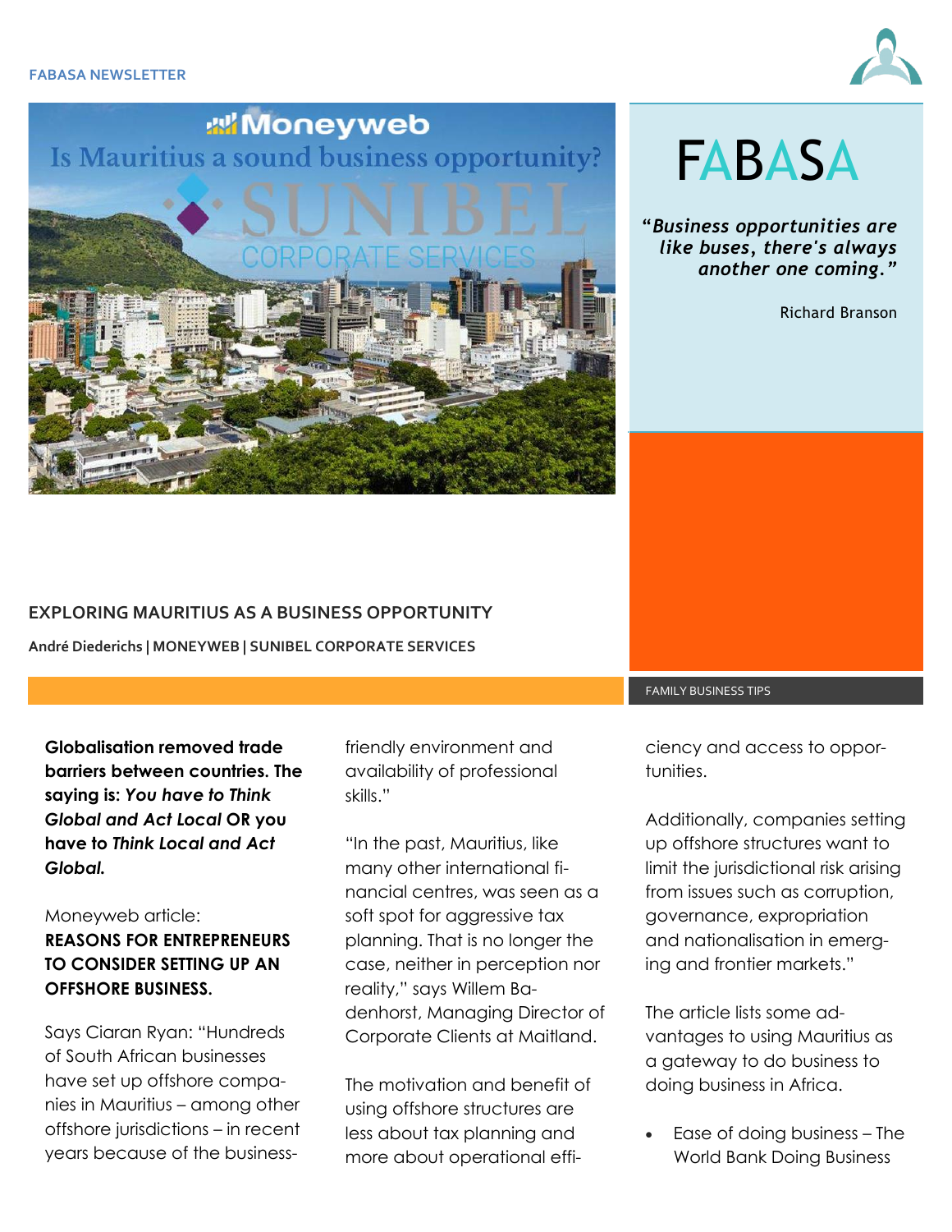FABASA NEWSLETTER

# FABASA

***"Business opportunities are like buses, there's always another one coming."***

Richard Branson

## EXPLORING MAURITIUS AS A BUSINESS OPPORTUNITY

**André Diederichs | MONEYWEB | SUNIBEL CORPORATE SERVICES**

FAMILY BUSINESS TIPS

**Globalisation removed trade barriers between countries. The saying is: *You have to Think Global and Act Local* OR you have to *Think Local and Act Global.***

Moneyweb article:
**REASONS FOR ENTREPRENEURS TO CONSIDER SETTING UP AN OFFSHORE BUSINESS.**

Says Ciaran Ryan: "Hundreds of South African businesses have set up offshore companies in Mauritius – among other offshore jurisdictions – in recent years because of the business-friendly environment and availability of professional skills."

"In the past, Mauritius, like many other international financial centres, was seen as a soft spot for aggressive tax planning. That is no longer the case, neither in perception nor reality," says Willem Badenhorst, Managing Director of Corporate Clients at Maitland.

The motivation and benefit of using offshore structures are less about tax planning and more about operational efficiency and access to opportunities.

Additionally, companies setting up offshore structures want to limit the jurisdictional risk arising from issues such as corruption, governance, expropriation and nationalisation in emerging and frontier markets."

The article lists some advantages to using Mauritius as a gateway to do business to doing business in Africa.

- Ease of doing business – The World Bank Doing Business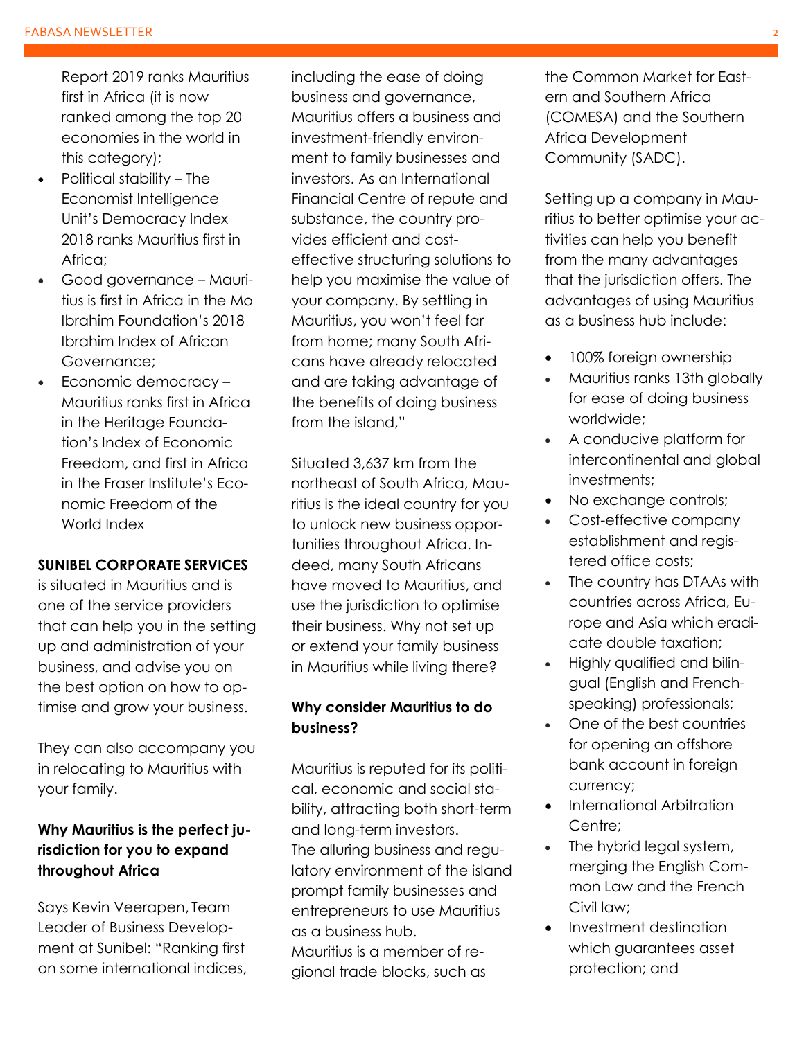Report 2019 ranks Mauritius first in Africa (it is now ranked among the top 20 economies in the world in this category);
- Political stability – The Economist Intelligence Unit's Democracy Index 2018 ranks Mauritius first in Africa;
- Good governance – Mauritius is first in Africa in the Mo Ibrahim Foundation's 2018 Ibrahim Index of African Governance;
- Economic democracy – Mauritius ranks first in Africa in the Heritage Foundation's Index of Economic Freedom, and first in Africa in the Fraser Institute's Economic Freedom of the World Index

**SUNIBEL CORPORATE SERVICES** is situated in Mauritius and is one of the service providers that can help you in the setting up and administration of your business, and advise you on the best option on how to optimise and grow your business.

They can also accompany you in relocating to Mauritius with your family.

**Why Mauritius is the perfect jurisdiction for you to expand throughout Africa**

Says Kevin Veerapen, Team Leader of Business Development at Sunibel: "Ranking first on some international indices, including the ease of doing business and governance, Mauritius offers a business and investment-friendly environment to family businesses and investors. As an International Financial Centre of repute and substance, the country provides efficient and cost-effective structuring solutions to help you maximise the value of your company. By settling in Mauritius, you won't feel far from home; many South Africans have already relocated and are taking advantage of the benefits of doing business from the island,"

Situated 3,637 km from the northeast of South Africa, Mauritius is the ideal country for you to unlock new business opportunities throughout Africa. Indeed, many South Africans have moved to Mauritius, and use the jurisdiction to optimise their business. Why not set up or extend your family business in Mauritius while living there?

**Why consider Mauritius to do business?**

Mauritius is reputed for its political, economic and social stability, attracting both short-term and long-term investors.
The alluring business and regulatory environment of the island prompt family businesses and entrepreneurs to use Mauritius as a business hub.
Mauritius is a member of regional trade blocks, such as the Common Market for Eastern and Southern Africa (COMESA) and the Southern Africa Development Community (SADC).

Setting up a company in Mauritius to better optimise your activities can help you benefit from the many advantages that the jurisdiction offers. The advantages of using Mauritius as a business hub include:

- 100% foreign ownership
- Mauritius ranks 13th globally for ease of doing business worldwide;
- A conducive platform for intercontinental and global investments;
- No exchange controls;
- Cost-effective company establishment and registered office costs;
- The country has DTAAs with countries across Africa, Europe and Asia which eradicate double taxation;
- Highly qualified and bilingual (English and French-speaking) professionals;
- One of the best countries for opening an offshore bank account in foreign currency;
- International Arbitration Centre;
- The hybrid legal system, merging the English Common Law and the French Civil law;
- Investment destination which guarantees asset protection; and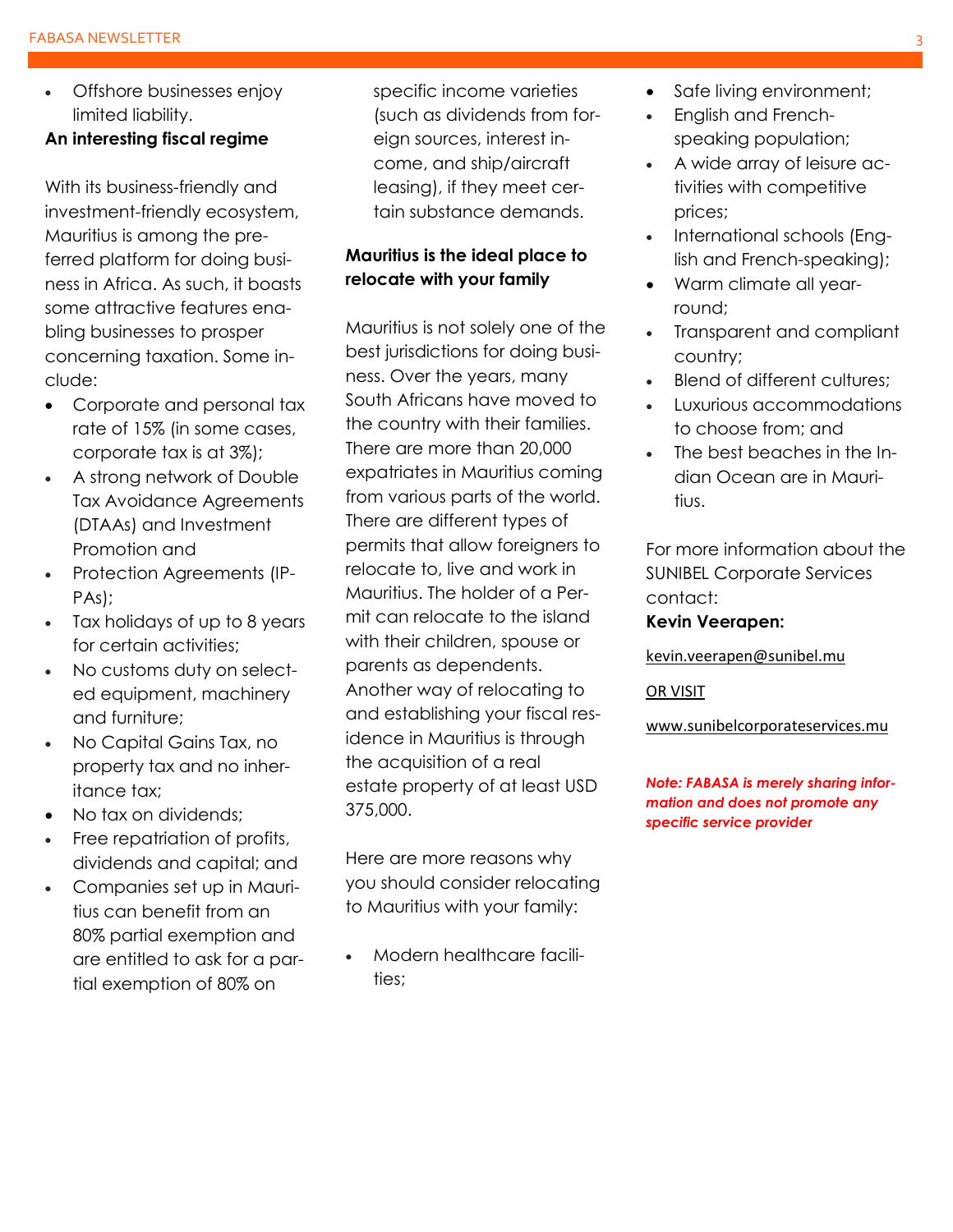- Offshore businesses enjoy limited liability.

**An interesting fiscal regime**

With its business-friendly and investment-friendly ecosystem, Mauritius is among the preferred platform for doing business in Africa. As such, it boasts some attractive features enabling businesses to prosper concerning taxation. Some include:

- Corporate and personal tax rate of 15% (in some cases, corporate tax is at 3%);
- A strong network of Double Tax Avoidance Agreements (DTAAs) and Investment Promotion and
- Protection Agreements (IPPAs);
- Tax holidays of up to 8 years for certain activities;
- No customs duty on selected equipment, machinery and furniture;
- No Capital Gains Tax, no property tax and no inheritance tax;
- No tax on dividends;
- Free repatriation of profits, dividends and capital; and
- Companies set up in Mauritius can benefit from an 80% partial exemption and are entitled to ask for a partial exemption of 80% on specific income varieties (such as dividends from foreign sources, interest income, and ship/aircraft leasing), if they meet certain substance demands.

**Mauritius is the ideal place to relocate with your family**

Mauritius is not solely one of the best jurisdictions for doing business. Over the years, many South Africans have moved to the country with their families. There are more than 20,000 expatriates in Mauritius coming from various parts of the world. There are different types of permits that allow foreigners to relocate to, live and work in Mauritius. The holder of a Permit can relocate to the island with their children, spouse or parents as dependents. Another way of relocating to and establishing your fiscal residence in Mauritius is through the acquisition of a real estate property of at least USD 375,000.

Here are more reasons why you should consider relocating to Mauritius with your family:

- Modern healthcare facilities;
- Safe living environment;
- English and French-speaking population;
- A wide array of leisure activities with competitive prices;
- International schools (English and French-speaking);
- Warm climate all year-round;
- Transparent and compliant country;
- Blend of different cultures;
- Luxurious accommodations to choose from; and
- The best beaches in the Indian Ocean are in Mauritius.

For more information about the SUNIBEL Corporate Services contact:

**Kevin Veerapen:**

kevin.veerapen@sunibel.mu

OR VISIT

www.sunibelcorporateservices.mu

***Note: FABASA is merely sharing information and does not promote any specific service provider***